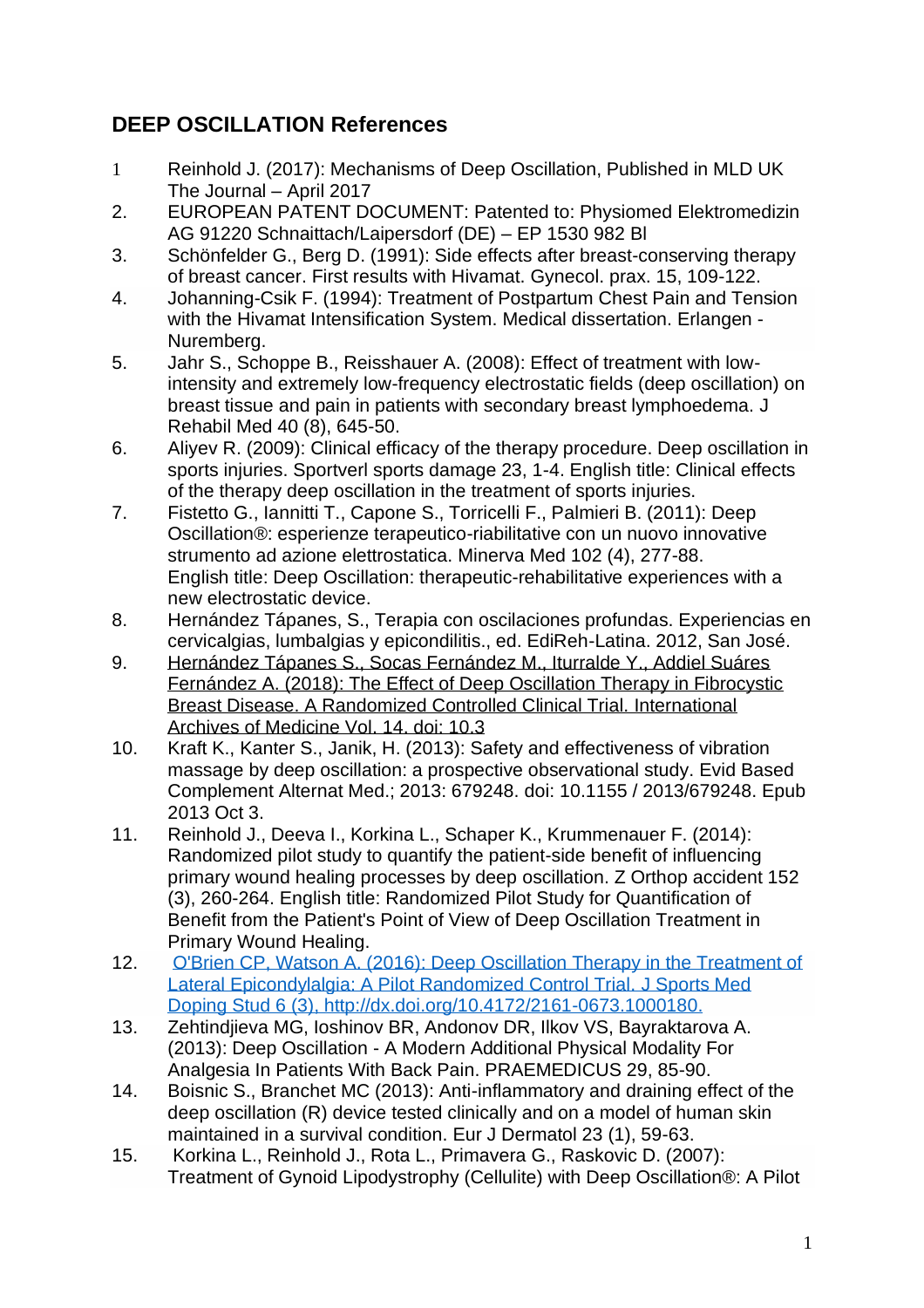## DEEP OSCILLATION References

1. Reinhold J. (2017): Mechanisms of Deep Oscillation, Published in MLD UK The Journal – April 2017
2. EUROPEAN PATENT DOCUMENT: Patented to: Physiomed Elektromedizin AG 91220 Schnaittach/Laipersdorf (DE) – EP 1530 982 Bl
3. Schönfelder G., Berg D. (1991): Side effects after breast-conserving therapy of breast cancer. First results with Hivamat. Gynecol. prax. 15, 109-122.
4. Johanning-Csik F. (1994): Treatment of Postpartum Chest Pain and Tension with the Hivamat Intensification System. Medical dissertation. Erlangen - Nuremberg.
5. Jahr S., Schoppe B., Reisshauer A. (2008): Effect of treatment with low-intensity and extremely low-frequency electrostatic fields (deep oscillation) on breast tissue and pain in patients with secondary breast lymphoedema. J Rehabil Med 40 (8), 645-50.
6. Aliyev R. (2009): Clinical efficacy of the therapy procedure. Deep oscillation in sports injuries. Sportverl sports damage 23, 1-4. English title: Clinical effects of the therapy deep oscillation in the treatment of sports injuries.
7. Fistetto G., Iannitti T., Capone S., Torricelli F., Palmieri B. (2011): Deep Oscillation®: esperienze terapeutico-riabilitative con un nuovo innovative strumento ad azione elettrostatica. Minerva Med 102 (4), 277-88. English title: Deep Oscillation: therapeutic-rehabilitative experiences with a new electrostatic device.
8. Hernández Tápanes, S., Terapia con oscilaciones profundas. Experiencias en cervicalgias, lumbalgias y epicondilitis., ed. EdiReh-Latina. 2012, San José.
9. Hernández Tápanes S., Socas Fernández M., Iturralde Y., Addiel Suáres Fernández A. (2018): The Effect of Deep Oscillation Therapy in Fibrocystic Breast Disease. A Randomized Controlled Clinical Trial. International Archives of Medicine Vol. 14. doi: 10.3
10. Kraft K., Kanter S., Janik, H. (2013): Safety and effectiveness of vibration massage by deep oscillation: a prospective observational study. Evid Based Complement Alternat Med.; 2013: 679248. doi: 10.1155 / 2013/679248. Epub 2013 Oct 3.
11. Reinhold J., Deeva I., Korkina L., Schaper K., Krummenauer F. (2014): Randomized pilot study to quantify the patient-side benefit of influencing primary wound healing processes by deep oscillation. Z Orthop accident 152 (3), 260-264. English title: Randomized Pilot Study for Quantification of Benefit from the Patient's Point of View of Deep Oscillation Treatment in Primary Wound Healing.
12. O'Brien CP, Watson A. (2016): Deep Oscillation Therapy in the Treatment of Lateral Epicondylalgia: A Pilot Randomized Control Trial. J Sports Med Doping Stud 6 (3), http://dx.doi.org/10.4172/2161-0673.1000180.
13. Zehtindjieva MG, Ioshinov BR, Andonov DR, Ilkov VS, Bayraktarova A. (2013): Deep Oscillation - A Modern Additional Physical Modality For Analgesia In Patients With Back Pain. PRAEMEDICUS 29, 85-90.
14. Boisnic S., Branchet MC (2013): Anti-inflammatory and draining effect of the deep oscillation (R) device tested clinically and on a model of human skin maintained in a survival condition. Eur J Dermatol 23 (1), 59-63.
15. Korkina L., Reinhold J., Rota L., Primavera G., Raskovic D. (2007): Treatment of Gynoid Lipodystrophy (Cellulite) with Deep Oscillation®: A Pilot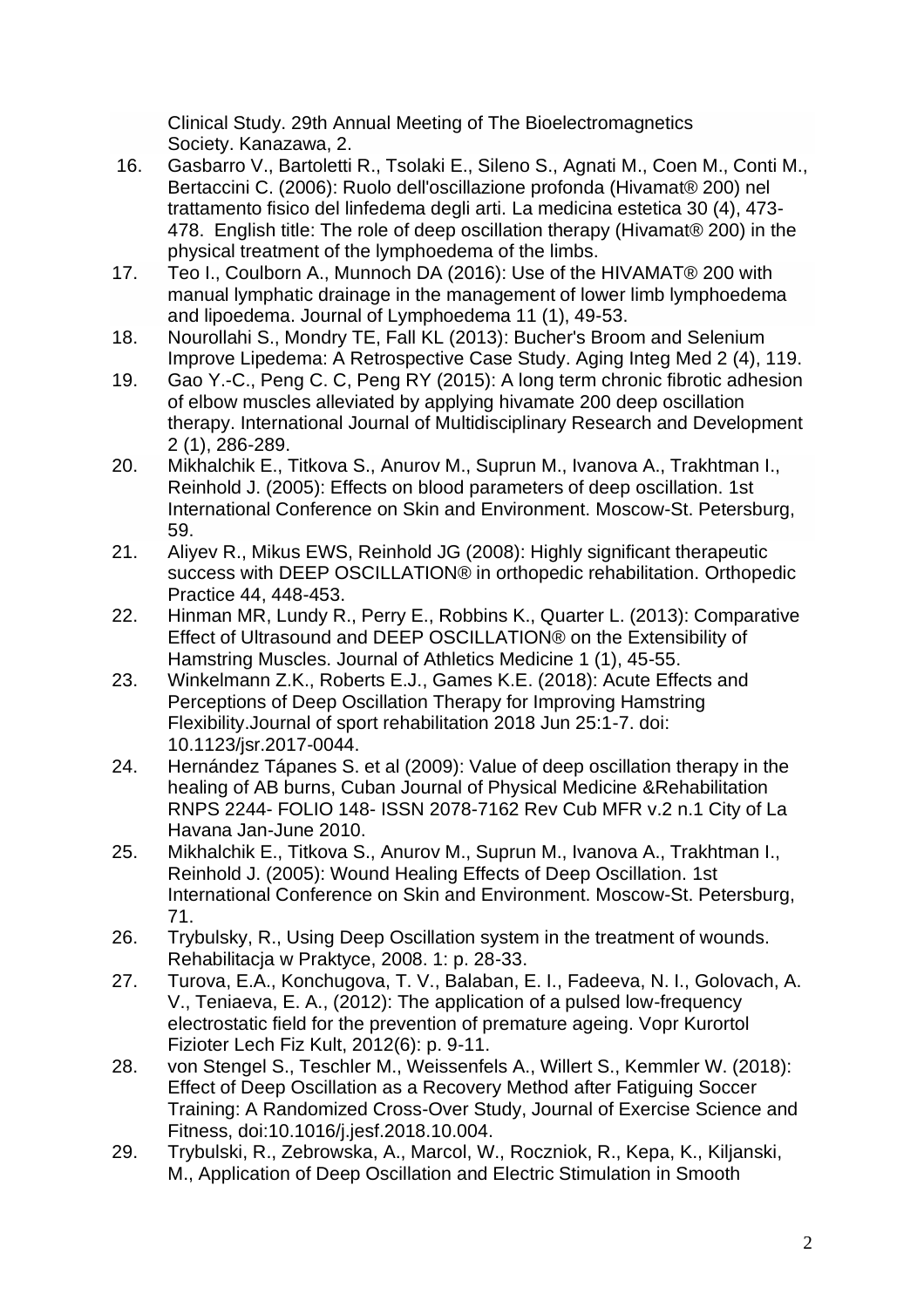Clinical Study. 29th Annual Meeting of The Bioelectromagnetics Society. Kanazawa, 2.

16. Gasbarro V., Bartoletti R., Tsolaki E., Sileno S., Agnati M., Coen M., Conti M., Bertaccini C. (2006): Ruolo dell'oscillazione profonda (Hivamat® 200) nel trattamento fisico del linfedema degli arti. La medicina estetica 30 (4), 473-478. English title: The role of deep oscillation therapy (Hivamat® 200) in the physical treatment of the lymphoedema of the limbs.
17. Teo I., Coulborn A., Munnoch DA (2016): Use of the HIVAMAT® 200 with manual lymphatic drainage in the management of lower limb lymphoedema and lipoedema. Journal of Lymphoedema 11 (1), 49-53.
18. Nourollahi S., Mondry TE, Fall KL (2013): Bucher's Broom and Selenium Improve Lipedema: A Retrospective Case Study. Aging Integ Med 2 (4), 119.
19. Gao Y.-C., Peng C. C, Peng RY (2015): A long term chronic fibrotic adhesion of elbow muscles alleviated by applying hivamate 200 deep oscillation therapy. International Journal of Multidisciplinary Research and Development 2 (1), 286-289.
20. Mikhalchik E., Titkova S., Anurov M., Suprun M., Ivanova A., Trakhtman I., Reinhold J. (2005): Effects on blood parameters of deep oscillation. 1st International Conference on Skin and Environment. Moscow-St. Petersburg, 59.
21. Aliyev R., Mikus EWS, Reinhold JG (2008): Highly significant therapeutic success with DEEP OSCILLATION® in orthopedic rehabilitation. Orthopedic Practice 44, 448-453.
22. Hinman MR, Lundy R., Perry E., Robbins K., Quarter L. (2013): Comparative Effect of Ultrasound and DEEP OSCILLATION® on the Extensibility of Hamstring Muscles. Journal of Athletics Medicine 1 (1), 45-55.
23. Winkelmann Z.K., Roberts E.J., Games K.E. (2018): Acute Effects and Perceptions of Deep Oscillation Therapy for Improving Hamstring Flexibility.Journal of sport rehabilitation 2018 Jun 25:1-7. doi: 10.1123/jsr.2017-0044.
24. Hernández Tápanes S. et al (2009): Value of deep oscillation therapy in the healing of AB burns, Cuban Journal of Physical Medicine &Rehabilitation RNPS 2244- FOLIO 148- ISSN 2078-7162 Rev Cub MFR v.2 n.1 City of La Havana Jan-June 2010.
25. Mikhalchik E., Titkova S., Anurov M., Suprun M., Ivanova A., Trakhtman I., Reinhold J. (2005): Wound Healing Effects of Deep Oscillation. 1st International Conference on Skin and Environment. Moscow-St. Petersburg, 71.
26. Trybulsky, R., Using Deep Oscillation system in the treatment of wounds. Rehabilitacja w Praktyce, 2008. 1: p. 28-33.
27. Turova, E.A., Konchugova, T. V., Balaban, E. I., Fadeeva, N. I., Golovach, A. V., Teniaeva, E. A., (2012): The application of a pulsed low-frequency electrostatic field for the prevention of premature ageing. Vopr Kurortol Fizioter Lech Fiz Kult, 2012(6): p. 9-11.
28. von Stengel S., Teschler M., Weissenfels A., Willert S., Kemmler W. (2018): Effect of Deep Oscillation as a Recovery Method after Fatiguing Soccer Training: A Randomized Cross-Over Study, Journal of Exercise Science and Fitness, doi:10.1016/j.jesf.2018.10.004.
29. Trybulski, R., Zebrowska, A., Marcol, W., Roczniok, R., Kepa, K., Kiljanski, M., Application of Deep Oscillation and Electric Stimulation in Smooth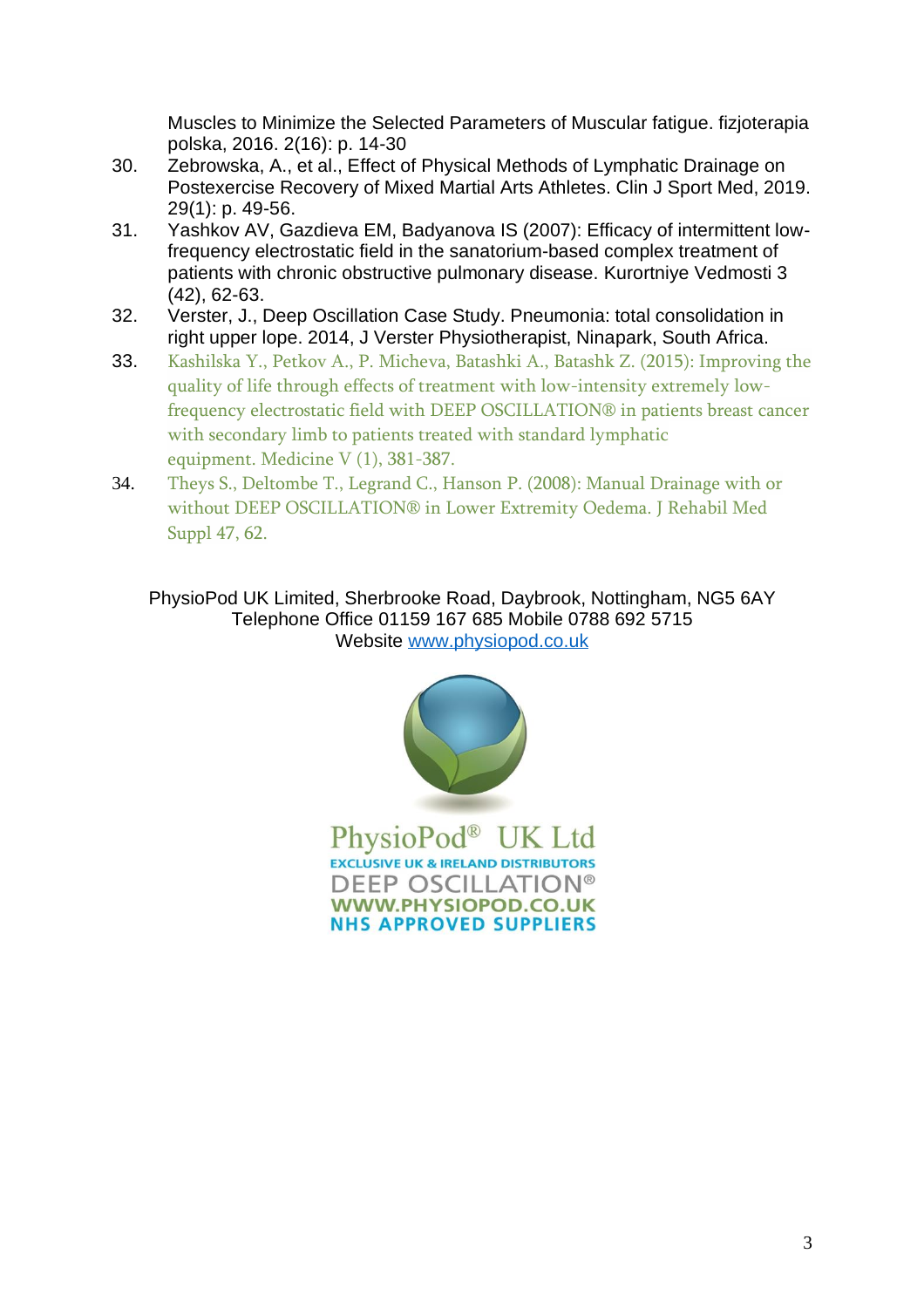Muscles to Minimize the Selected Parameters of Muscular fatigue. fizjoterapia polska, 2016. 2(16): p. 14-30

30. Zebrowska, A., et al., Effect of Physical Methods of Lymphatic Drainage on Postexercise Recovery of Mixed Martial Arts Athletes. Clin J Sport Med, 2019. 29(1): p. 49-56.
31. Yashkov AV, Gazdieva EM, Badyanova IS (2007): Efficacy of intermittent low-frequency electrostatic field in the sanatorium-based complex treatment of patients with chronic obstructive pulmonary disease. Kurortniye Vedmosti 3 (42), 62-63.
32. Verster, J., Deep Oscillation Case Study. Pneumonia: total consolidation in right upper lope. 2014, J Verster Physiotherapist, Ninapark, South Africa.
33. Kashilska Y., Petkov A., P. Micheva, Batashki A., Batashk Z. (2015): Improving the quality of life through effects of treatment with low-intensity extremely low-frequency electrostatic field with DEEP OSCILLATION® in patients breast cancer with secondary limb to patients treated with standard lymphatic equipment. Medicine V (1), 381-387.
34. Theys S., Deltombe T., Legrand C., Hanson P. (2008): Manual Drainage with or without DEEP OSCILLATION® in Lower Extremity Oedema. J Rehabil Med Suppl 47, 62.

PhysioPod UK Limited, Sherbrooke Road, Daybrook, Nottingham, NG5 6AY
Telephone Office 01159 167 685 Mobile 0788 692 5715
Website [www.physiopod.co.uk](http://www.physiopod.co.uk)

PhysioPod® UK Ltd
EXCLUSIVE UK & IRELAND DISTRIBUTORS
DEEP OSCILLATION®
WWW.PHYSIOPOD.CO.UK
NHS APPROVED SUPPLIERS